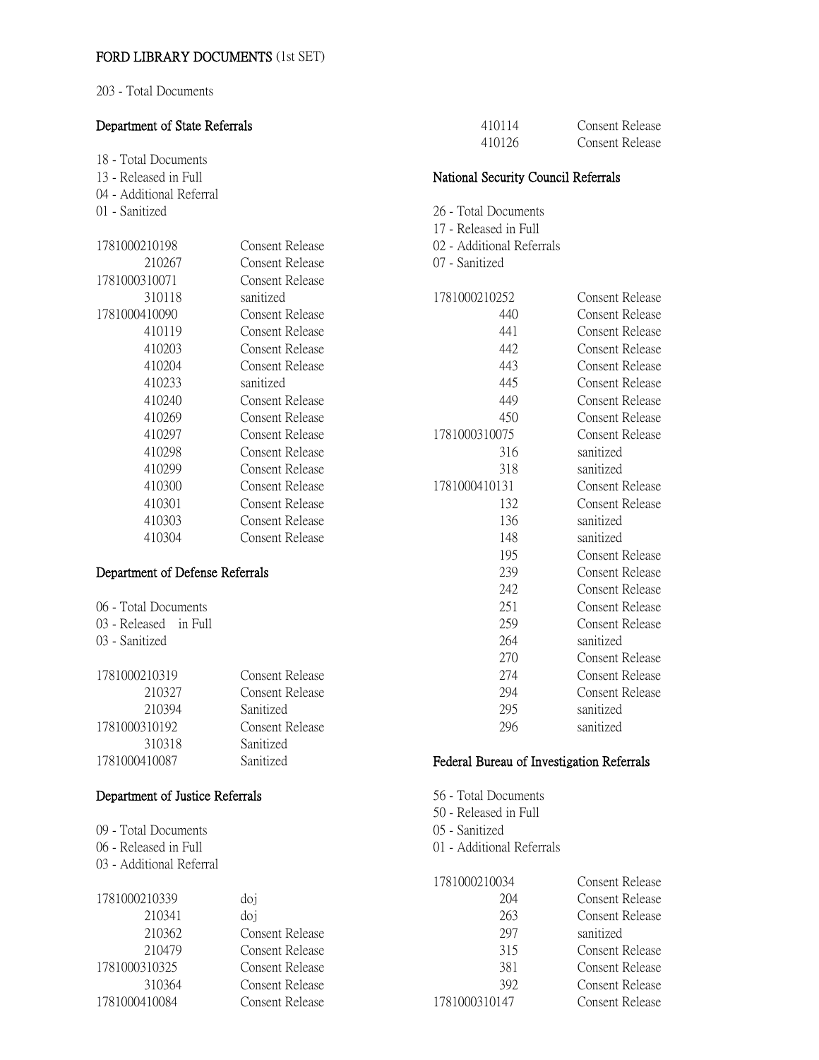**FORD LIBRARY DOCUMENTS** (1st SET)

203 - Total Documents

**Department of State Referrals**

18 - Total Documents
13 - Released in Full
04 - Additional Referral
01 - Sanitized

| | |
|---|---|
| 1781000210198 | Consent Release |
| 210267 | Consent Release |
| 1781000310071 | Consent Release |
| 310118 | sanitized |
| 1781000410090 | Consent Release |
| 410119 | Consent Release |
| 410203 | Consent Release |
| 410204 | Consent Release |
| 410233 | sanitized |
| 410240 | Consent Release |
| 410269 | Consent Release |
| 410297 | Consent Release |
| 410298 | Consent Release |
| 410299 | Consent Release |
| 410300 | Consent Release |
| 410301 | Consent Release |
| 410303 | Consent Release |
| 410304 | Consent Release |

**Department of Defense Referrals**

06 - Total Documents
03 - Released in Full
03 - Sanitized

| | |
|---|---|
| 1781000210319 | Consent Release |
| 210327 | Consent Release |
| 210394 | Sanitized |
| 1781000310192 | Consent Release |
| 310318 | Sanitized |
| 1781000410087 | Sanitized |

**Department of Justice Referrals**

09 - Total Documents
06 - Released in Full
03 - Additional Referral

| | |
|---|---|
| 1781000210339 | doj |
| 210341 | doj |
| 210362 | Consent Release |
| 210479 | Consent Release |
| 1781000310325 | Consent Release |
| 310364 | Consent Release |
| 1781000410084 | Consent Release |
| 410114 | Consent Release |
| 410126 | Consent Release |

**National Security Council Referrals**

26 - Total Documents
17 - Released in Full
02 - Additional Referrals
07 - Sanitized

| | |
|---|---|
| 1781000210252 | Consent Release |
| 440 | Consent Release |
| 441 | Consent Release |
| 442 | Consent Release |
| 443 | Consent Release |
| 445 | Consent Release |
| 449 | Consent Release |
| 450 | Consent Release |
| 1781000310075 | Consent Release |
| 316 | sanitized |
| 318 | sanitized |
| 1781000410131 | Consent Release |
| 132 | Consent Release |
| 136 | sanitized |
| 148 | sanitized |
| 195 | Consent Release |
| 239 | Consent Release |
| 242 | Consent Release |
| 251 | Consent Release |
| 259 | Consent Release |
| 264 | sanitized |
| 270 | Consent Release |
| 274 | Consent Release |
| 294 | Consent Release |
| 295 | sanitized |
| 296 | sanitized |

**Federal Bureau of Investigation Referrals**

56 - Total Documents
50 - Released in Full
05 - Sanitized
01 - Additional Referrals

| | |
|---|---|
| 1781000210034 | Consent Release |
| 204 | Consent Release |
| 263 | Consent Release |
| 297 | sanitized |
| 315 | Consent Release |
| 381 | Consent Release |
| 392 | Consent Release |
| 1781000310147 | Consent Release |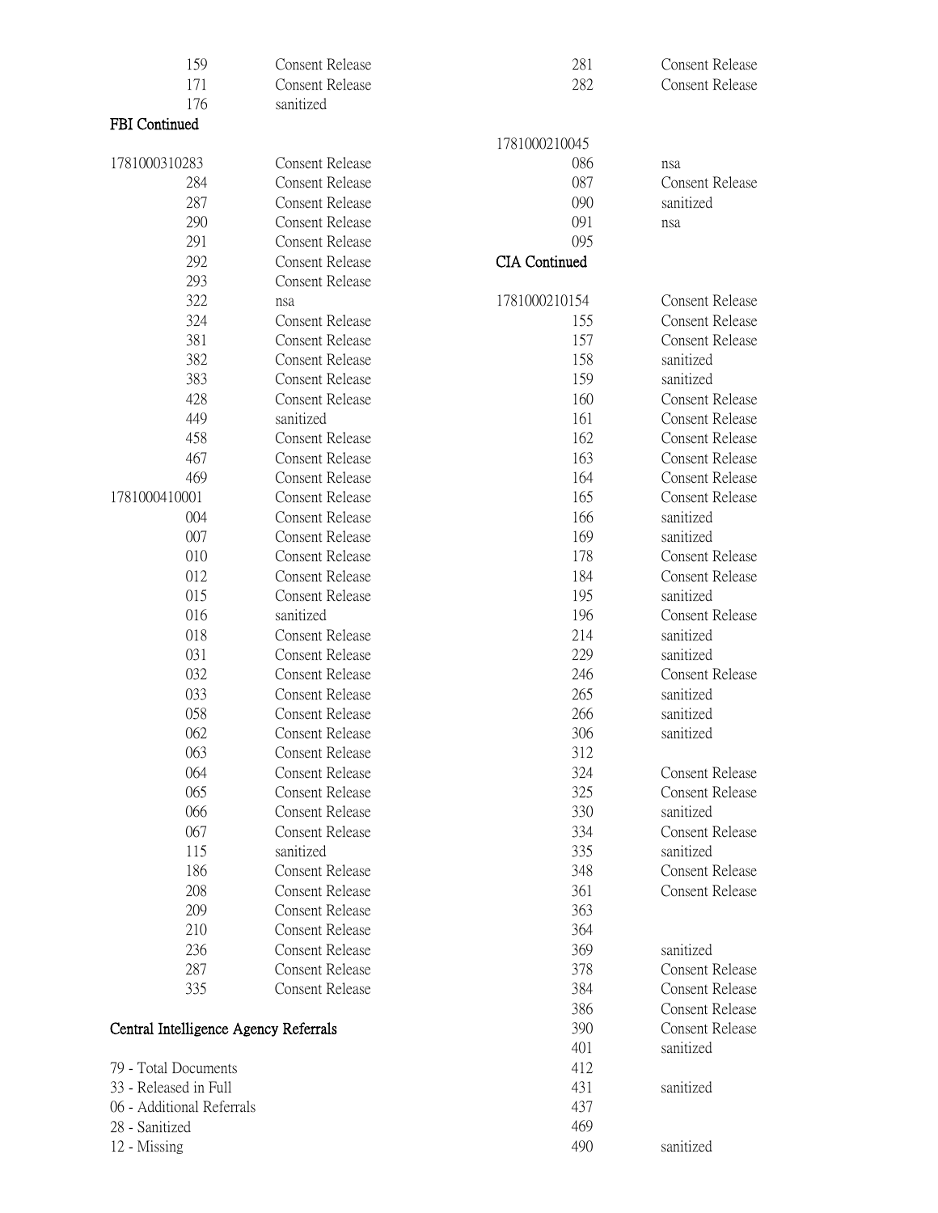| | |
|---|---|
| 159 | Consent Release |
| 171 | Consent Release |
| 176 | sanitized |

**FBI Continued**

| | |
|---|---|
| 1781000310283 | Consent Release |
| 284 | Consent Release |
| 287 | Consent Release |
| 290 | Consent Release |
| 291 | Consent Release |
| 292 | Consent Release |
| 293 | Consent Release |
| 322 | nsa |
| 324 | Consent Release |
| 381 | Consent Release |
| 382 | Consent Release |
| 383 | Consent Release |
| 428 | Consent Release |
| 449 | sanitized |
| 458 | Consent Release |
| 467 | Consent Release |
| 469 | Consent Release |
| 1781000410001 | Consent Release |
| 004 | Consent Release |
| 007 | Consent Release |
| 010 | Consent Release |
| 012 | Consent Release |
| 015 | Consent Release |
| 016 | sanitized |
| 018 | Consent Release |
| 031 | Consent Release |
| 032 | Consent Release |
| 033 | Consent Release |
| 058 | Consent Release |
| 062 | Consent Release |
| 063 | Consent Release |
| 064 | Consent Release |
| 065 | Consent Release |
| 066 | Consent Release |
| 067 | Consent Release |
| 115 | sanitized |
| 186 | Consent Release |
| 208 | Consent Release |
| 209 | Consent Release |
| 210 | Consent Release |
| 236 | Consent Release |
| 287 | Consent Release |
| 335 | Consent Release |

**Central Intelligence Agency Referrals**

79 - Total Documents
33 - Released in Full
06 - Additional Referrals
28 - Sanitized
12 - Missing

| | |
|---|---|
| 281 | Consent Release |
| 282 | Consent Release |
| | |
| 1781000210045 | |
| 086 | nsa |
| 087 | Consent Release |
| 090 | sanitized |
| 091 | nsa |
| 095 | |

**CIA Continued**

| | |
|---|---|
| 1781000210154 | Consent Release |
| 155 | Consent Release |
| 157 | Consent Release |
| 158 | sanitized |
| 159 | sanitized |
| 160 | Consent Release |
| 161 | Consent Release |
| 162 | Consent Release |
| 163 | Consent Release |
| 164 | Consent Release |
| 165 | Consent Release |
| 166 | sanitized |
| 169 | sanitized |
| 178 | Consent Release |
| 184 | Consent Release |
| 195 | sanitized |
| 196 | Consent Release |
| 214 | sanitized |
| 229 | sanitized |
| 246 | Consent Release |
| 265 | sanitized |
| 266 | sanitized |
| 306 | sanitized |
| 312 | |
| 324 | Consent Release |
| 325 | Consent Release |
| 330 | sanitized |
| 334 | Consent Release |
| 335 | sanitized |
| 348 | Consent Release |
| 361 | Consent Release |
| 363 | |
| 364 | |
| 369 | sanitized |
| 378 | Consent Release |
| 384 | Consent Release |
| 386 | Consent Release |
| 390 | Consent Release |
| 401 | sanitized |
| 412 | |
| 431 | sanitized |
| 437 | |
| 469 | |
| 490 | sanitized |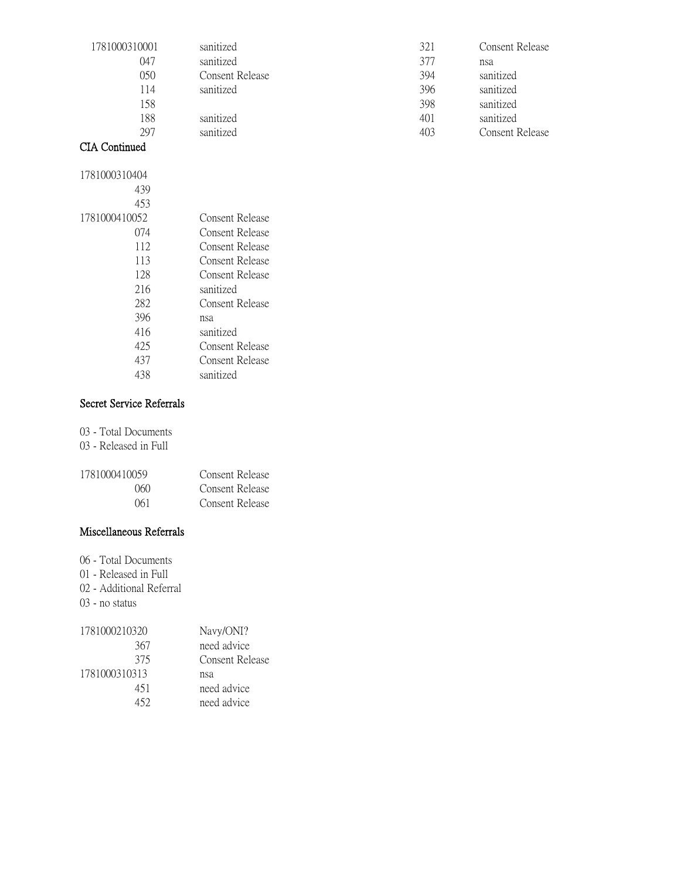| | |
|---|---|
| 1781000310001 | sanitized |
| 047 | sanitized |
| 050 | Consent Release |
| 114 | sanitized |
| 158 | |
| 188 | sanitized |
| 297 | sanitized |
| 321 | Consent Release |
| 377 | nsa |
| 394 | sanitized |
| 396 | sanitized |
| 398 | sanitized |
| 401 | sanitized |
| 403 | Consent Release |

## CIA Continued

| | |
|---|---|
| 1781000310404 | |
| 439 | |
| 453 | |
| 1781000410052 | Consent Release |
| 074 | Consent Release |
| 112 | Consent Release |
| 113 | Consent Release |
| 128 | Consent Release |
| 216 | sanitized |
| 282 | Consent Release |
| 396 | nsa |
| 416 | sanitized |
| 425 | Consent Release |
| 437 | Consent Release |
| 438 | sanitized |

## Secret Service Referrals

03 - Total Documents
03 - Released in Full

| | |
|---|---|
| 1781000410059 | Consent Release |
| 060 | Consent Release |
| 061 | Consent Release |

## Miscellaneous Referrals

06 - Total Documents
01 - Released in Full
02 - Additional Referral
03 - no status

| | |
|---|---|
| 1781000210320 | Navy/ONI? |
| 367 | need advice |
| 375 | Consent Release |
| 1781000310313 | nsa |
| 451 | need advice |
| 452 | need advice |